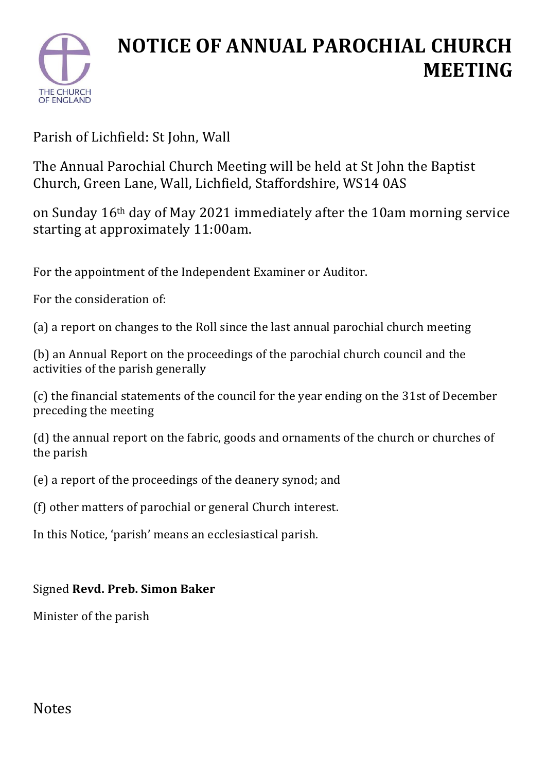# NOTICE OF ANNUAL PAROCHIAL CHURCH MEETING

Parish of Lichfield: St John, Wall

The Annual Parochial Church Meeting will be held at St John the Baptist Church, Green Lane, Wall, Lichfield, Staffordshire, WS14 0AS

on Sunday 16th day of May 2021 immediately after the 10am morning service starting at approximately 11:00am.

For the appointment of the Independent Examiner or Auditor.

For the consideration of:

(a) a report on changes to the Roll since the last annual parochial church meeting

(b) an Annual Report on the proceedings of the parochial church council and the activities of the parish generally

(c) the financial statements of the council for the year ending on the 31st of December preceding the meeting

(d) the annual report on the fabric, goods and ornaments of the church or churches of the parish

(e) a report of the proceedings of the deanery synod; and

(f) other matters of parochial or general Church interest.

In this Notice, 'parish' means an ecclesiastical parish.

Signed **Revd. Preb. Simon Baker**

Minister of the parish

Notes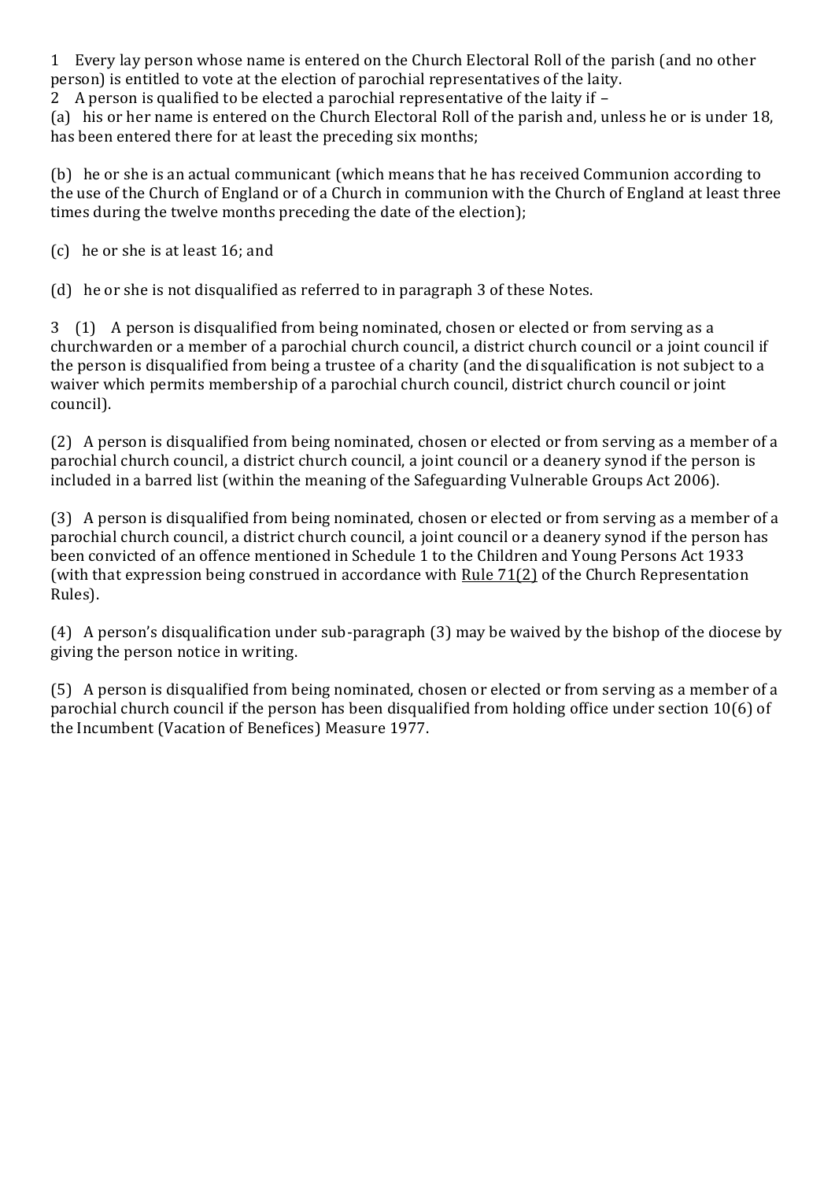1 Every lay person whose name is entered on the Church Electoral Roll of the parish (and no other person) is entitled to vote at the election of parochial representatives of the laity.

2 A person is qualified to be elected a parochial representative of the laity if –

(a) his or her name is entered on the Church Electoral Roll of the parish and, unless he or is under 18, has been entered there for at least the preceding six months;

(b) he or she is an actual communicant (which means that he has received Communion according to the use of the Church of England or of a Church in communion with the Church of England at least three times during the twelve months preceding the date of the election);

(c) he or she is at least 16; and

(d) he or she is not disqualified as referred to in paragraph 3 of these Notes.

3 (1) A person is disqualified from being nominated, chosen or elected or from serving as a churchwarden or a member of a parochial church council, a district church council or a joint council if the person is disqualified from being a trustee of a charity (and the disqualification is not subject to a waiver which permits membership of a parochial church council, district church council or joint council).

(2) A person is disqualified from being nominated, chosen or elected or from serving as a member of a parochial church council, a district church council, a joint council or a deanery synod if the person is included in a barred list (within the meaning of the Safeguarding Vulnerable Groups Act 2006).

(3) A person is disqualified from being nominated, chosen or elected or from serving as a member of a parochial church council, a district church council, a joint council or a deanery synod if the person has been convicted of an offence mentioned in Schedule 1 to the Children and Young Persons Act 1933 (with that expression being construed in accordance with Rule 71(2) of the Church Representation Rules).

(4) A person's disqualification under sub-paragraph (3) may be waived by the bishop of the diocese by giving the person notice in writing.

(5) A person is disqualified from being nominated, chosen or elected or from serving as a member of a parochial church council if the person has been disqualified from holding office under section 10(6) of the Incumbent (Vacation of Benefices) Measure 1977.